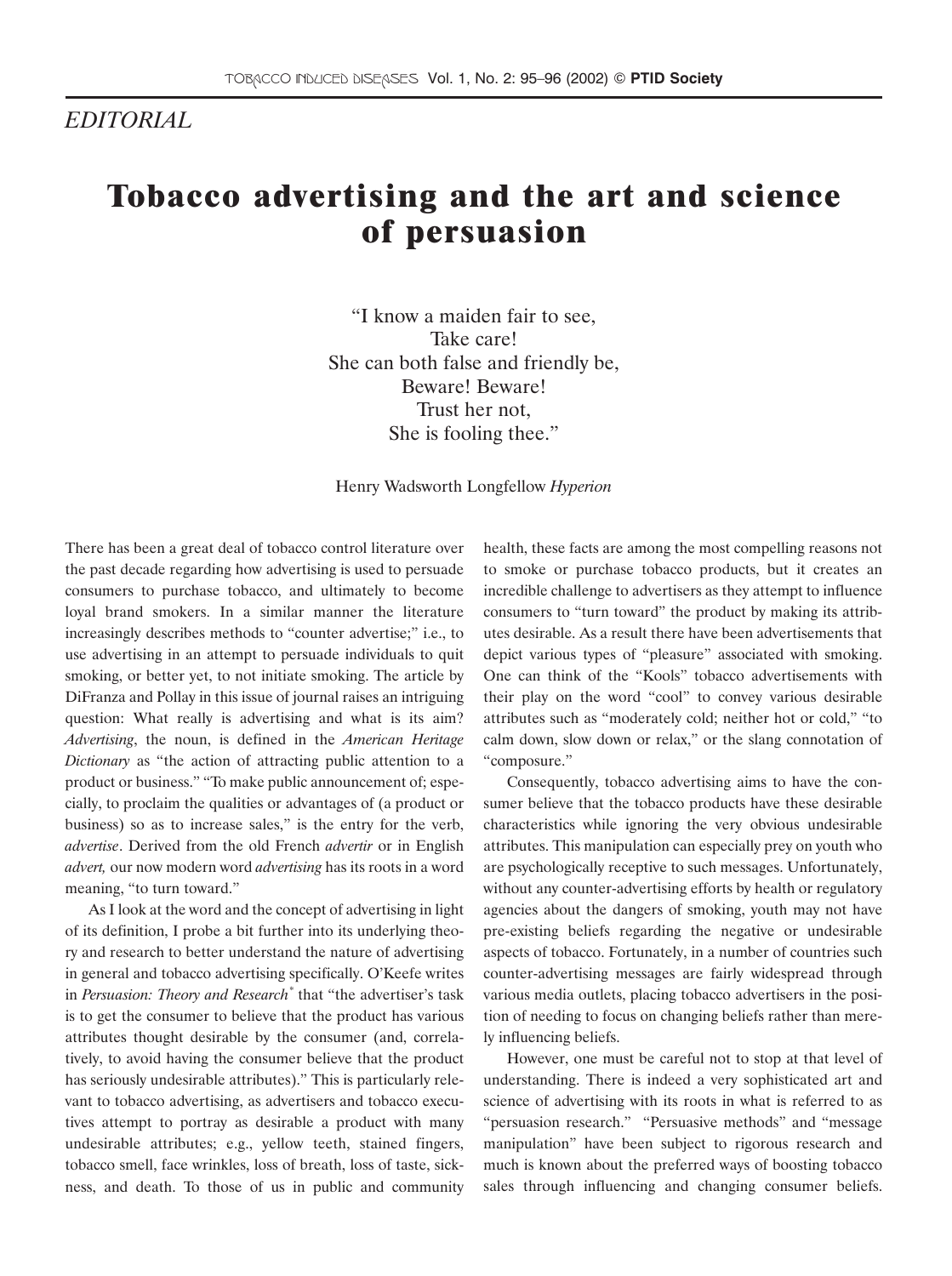*EDITORIAL*

# Tobacco advertising and the art and science of persuasion

"I know a maiden fair to see,
Take care!
She can both false and friendly be,
Beware! Beware!
Trust her not,
She is fooling thee."

Henry Wadsworth Longfellow *Hyperion*

There has been a great deal of tobacco control literature over the past decade regarding how advertising is used to persuade consumers to purchase tobacco, and ultimately to become loyal brand smokers. In a similar manner the literature increasingly describes methods to "counter advertise;" i.e., to use advertising in an attempt to persuade individuals to quit smoking, or better yet, to not initiate smoking. The article by DiFranza and Pollay in this issue of journal raises an intriguing question: What really is advertising and what is its aim? *Advertising*, the noun, is defined in the *American Heritage Dictionary* as "the action of attracting public attention to a product or business." "To make public announcement of; especially, to proclaim the qualities or advantages of (a product or business) so as to increase sales," is the entry for the verb, *advertise*. Derived from the old French *advertir* or in English *advert,* our now modern word *advertising* has its roots in a word meaning, "to turn toward."

As I look at the word and the concept of advertising in light of its definition, I probe a bit further into its underlying theory and research to better understand the nature of advertising in general and tobacco advertising specifically. O'Keefe writes in *Persuasion: Theory and Research*[*] that "the advertiser's task is to get the consumer to believe that the product has various attributes thought desirable by the consumer (and, correlatively, to avoid having the consumer believe that the product has seriously undesirable attributes)." This is particularly relevant to tobacco advertising, as advertisers and tobacco executives attempt to portray as desirable a product with many undesirable attributes; e.g., yellow teeth, stained fingers, tobacco smell, face wrinkles, loss of breath, loss of taste, sickness, and death. To those of us in public and community health, these facts are among the most compelling reasons not to smoke or purchase tobacco products, but it creates an incredible challenge to advertisers as they attempt to influence consumers to "turn toward" the product by making its attributes desirable. As a result there have been advertisements that depict various types of "pleasure" associated with smoking. One can think of the "Kools" tobacco advertisements with their play on the word "cool" to convey various desirable attributes such as "moderately cold; neither hot or cold," "to calm down, slow down or relax," or the slang connotation of "composure."

Consequently, tobacco advertising aims to have the consumer believe that the tobacco products have these desirable characteristics while ignoring the very obvious undesirable attributes. This manipulation can especially prey on youth who are psychologically receptive to such messages. Unfortunately, without any counter-advertising efforts by health or regulatory agencies about the dangers of smoking, youth may not have pre-existing beliefs regarding the negative or undesirable aspects of tobacco. Fortunately, in a number of countries such counter-advertising messages are fairly widespread through various media outlets, placing tobacco advertisers in the position of needing to focus on changing beliefs rather than merely influencing beliefs.

However, one must be careful not to stop at that level of understanding. There is indeed a very sophisticated art and science of advertising with its roots in what is referred to as "persuasion research." "Persuasive methods" and "message manipulation" have been subject to rigorous research and much is known about the preferred ways of boosting tobacco sales through influencing and changing consumer beliefs.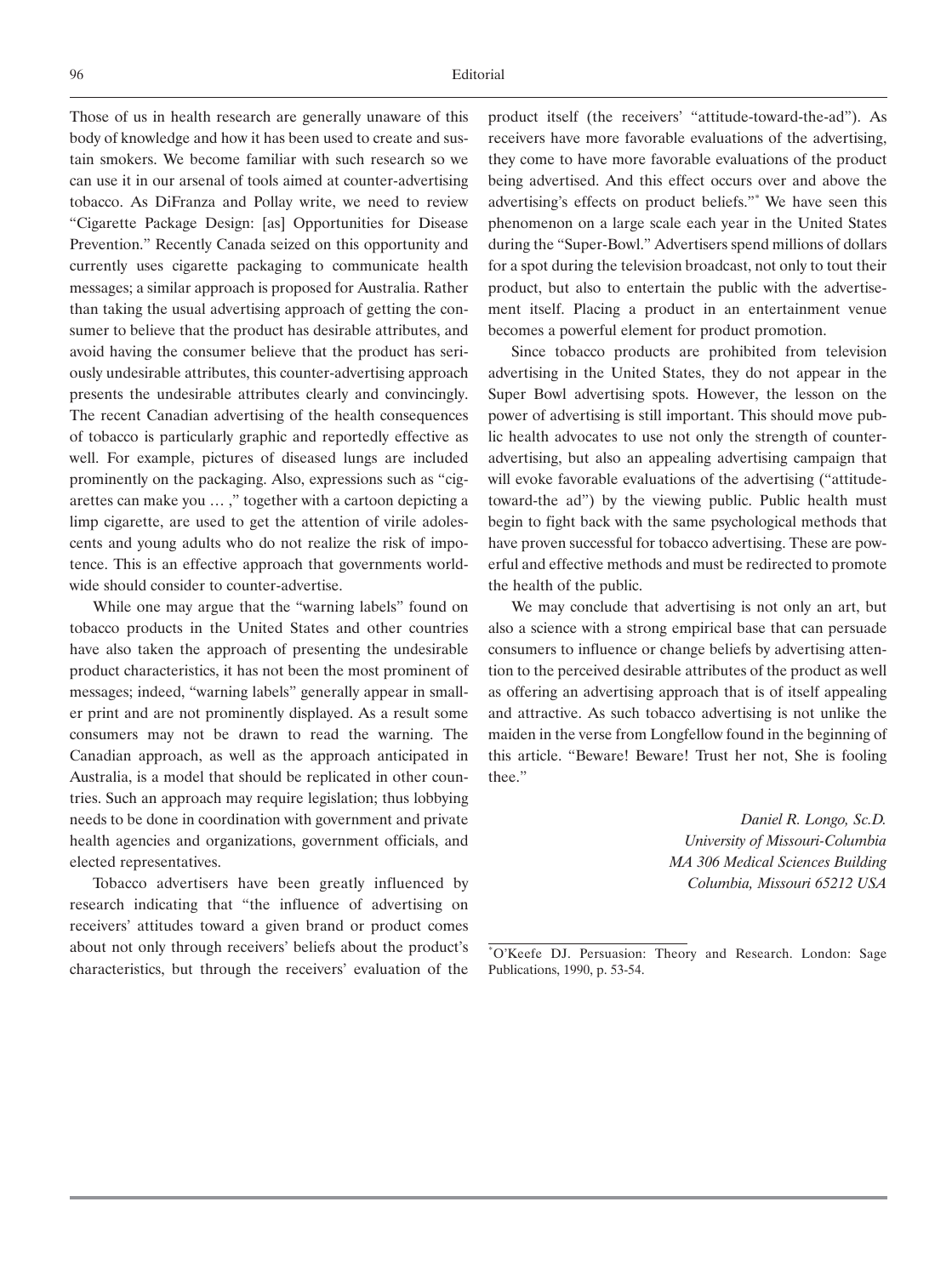Those of us in health research are generally unaware of this body of knowledge and how it has been used to create and sustain smokers. We become familiar with such research so we can use it in our arsenal of tools aimed at counter-advertising tobacco. As DiFranza and Pollay write, we need to review "Cigarette Package Design: [as] Opportunities for Disease Prevention." Recently Canada seized on this opportunity and currently uses cigarette packaging to communicate health messages; a similar approach is proposed for Australia. Rather than taking the usual advertising approach of getting the consumer to believe that the product has desirable attributes, and avoid having the consumer believe that the product has seriously undesirable attributes, this counter-advertising approach presents the undesirable attributes clearly and convincingly. The recent Canadian advertising of the health consequences of tobacco is particularly graphic and reportedly effective as well. For example, pictures of diseased lungs are included prominently on the packaging. Also, expressions such as "cigarettes can make you … ," together with a cartoon depicting a limp cigarette, are used to get the attention of virile adolescents and young adults who do not realize the risk of impotence. This is an effective approach that governments worldwide should consider to counter-advertise.

While one may argue that the "warning labels" found on tobacco products in the United States and other countries have also taken the approach of presenting the undesirable product characteristics, it has not been the most prominent of messages; indeed, "warning labels" generally appear in smaller print and are not prominently displayed. As a result some consumers may not be drawn to read the warning. The Canadian approach, as well as the approach anticipated in Australia, is a model that should be replicated in other countries. Such an approach may require legislation; thus lobbying needs to be done in coordination with government and private health agencies and organizations, government officials, and elected representatives.

Tobacco advertisers have been greatly influenced by research indicating that "the influence of advertising on receivers' attitudes toward a given brand or product comes about not only through receivers' beliefs about the product's characteristics, but through the receivers' evaluation of the product itself (the receivers' "attitude-toward-the-ad"). As receivers have more favorable evaluations of the advertising, they come to have more favorable evaluations of the product being advertised. And this effect occurs over and above the advertising's effects on product beliefs."* We have seen this phenomenon on a large scale each year in the United States during the "Super-Bowl." Advertisers spend millions of dollars for a spot during the television broadcast, not only to tout their product, but also to entertain the public with the advertisement itself. Placing a product in an entertainment venue becomes a powerful element for product promotion.

Since tobacco products are prohibited from television advertising in the United States, they do not appear in the Super Bowl advertising spots. However, the lesson on the power of advertising is still important. This should move public health advocates to use not only the strength of counter-advertising, but also an appealing advertising campaign that will evoke favorable evaluations of the advertising ("attitude-toward-the ad") by the viewing public. Public health must begin to fight back with the same psychological methods that have proven successful for tobacco advertising. These are powerful and effective methods and must be redirected to promote the health of the public.

We may conclude that advertising is not only an art, but also a science with a strong empirical base that can persuade consumers to influence or change beliefs by advertising attention to the perceived desirable attributes of the product as well as offering an advertising approach that is of itself appealing and attractive. As such tobacco advertising is not unlike the maiden in the verse from Longfellow found in the beginning of this article. "Beware! Beware! Trust her not, She is fooling thee."

*Daniel R. Longo, Sc.D.*
*University of Missouri-Columbia*
*MA 306 Medical Sciences Building*
*Columbia, Missouri 65212 USA*

*O'Keefe DJ. Persuasion: Theory and Research. London: Sage Publications, 1990, p. 53-54.